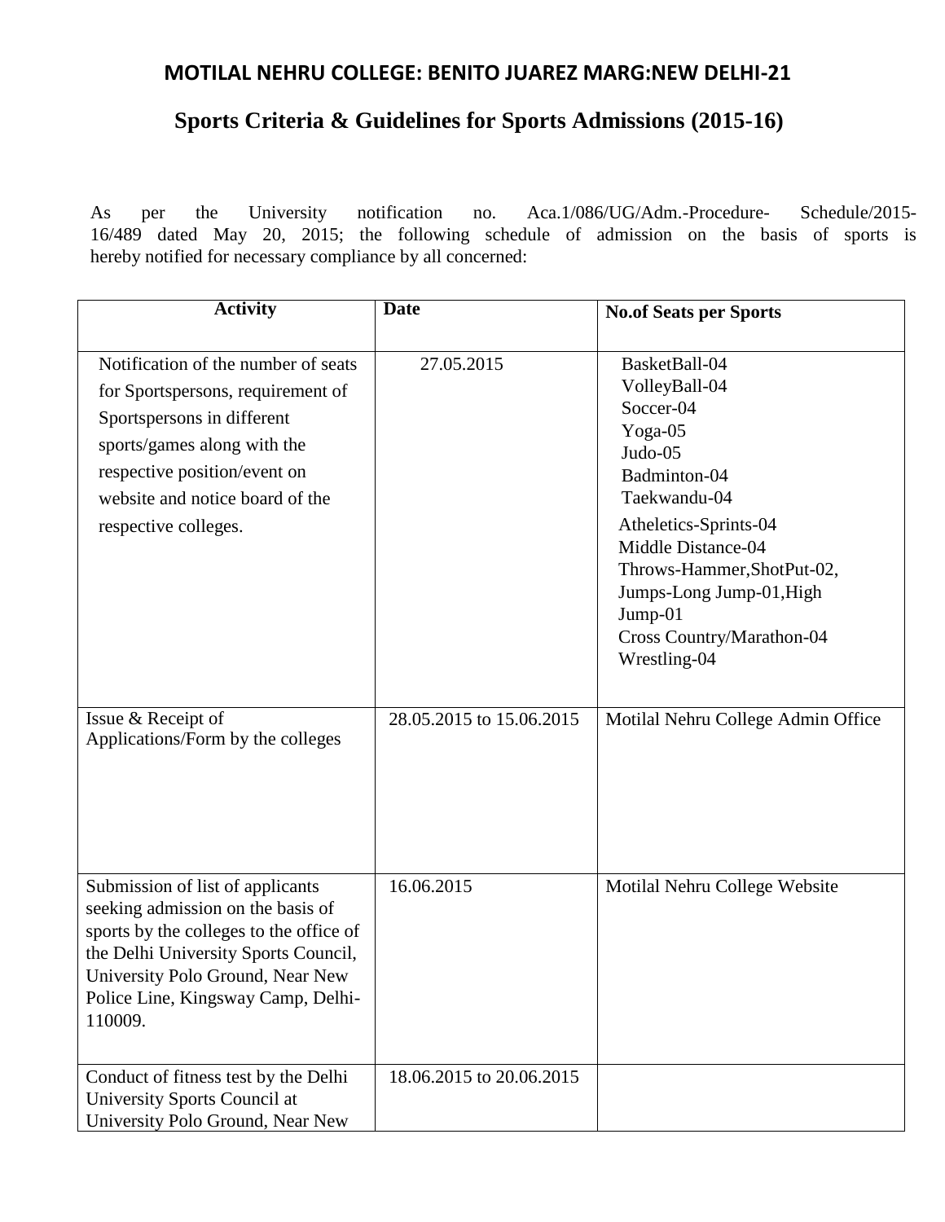# MOTILAL NEHRU COLLEGE: BENITO JUAREZ MARG:NEW DELHI-21

## Sports Criteria & Guidelines for Sports Admissions (2015-16)

As per the University notification no. Aca.1/086/UG/Adm.-Procedure- Schedule/2015-16/489 dated May 20, 2015; the following schedule of admission on the basis of sports is hereby notified for necessary compliance by all concerned:

| Activity | Date | No.of Seats per Sports |
|---|---|---|
| Notification of the number of seats for Sportspersons, requirement of Sportspersons in different sports/games along with the respective position/event on website and notice board of the respective colleges. | 27.05.2015 | BasketBall-04<br>VolleyBall-04<br>Soccer-04<br>Yoga-05<br>Judo-05<br>Badminton-04<br>Taekwandu-04<br>Atheletics-Sprints-04<br>Middle Distance-04<br>Throws-Hammer,ShotPut-02,<br>Jumps-Long Jump-01,High Jump-01<br>Cross Country/Marathon-04<br>Wrestling-04 |
| Issue & Receipt of Applications/Form by the colleges | 28.05.2015 to 15.06.2015 | Motilal Nehru College Admin Office |
| Submission of list of applicants seeking admission on the basis of sports by the colleges to the office of the Delhi University Sports Council, University Polo Ground, Near New Police Line, Kingsway Camp, Delhi-110009. | 16.06.2015 | Motilal Nehru College Website |
| Conduct of fitness test by the Delhi University Sports Council at University Polo Ground, Near New | 18.06.2015 to 20.06.2015 | |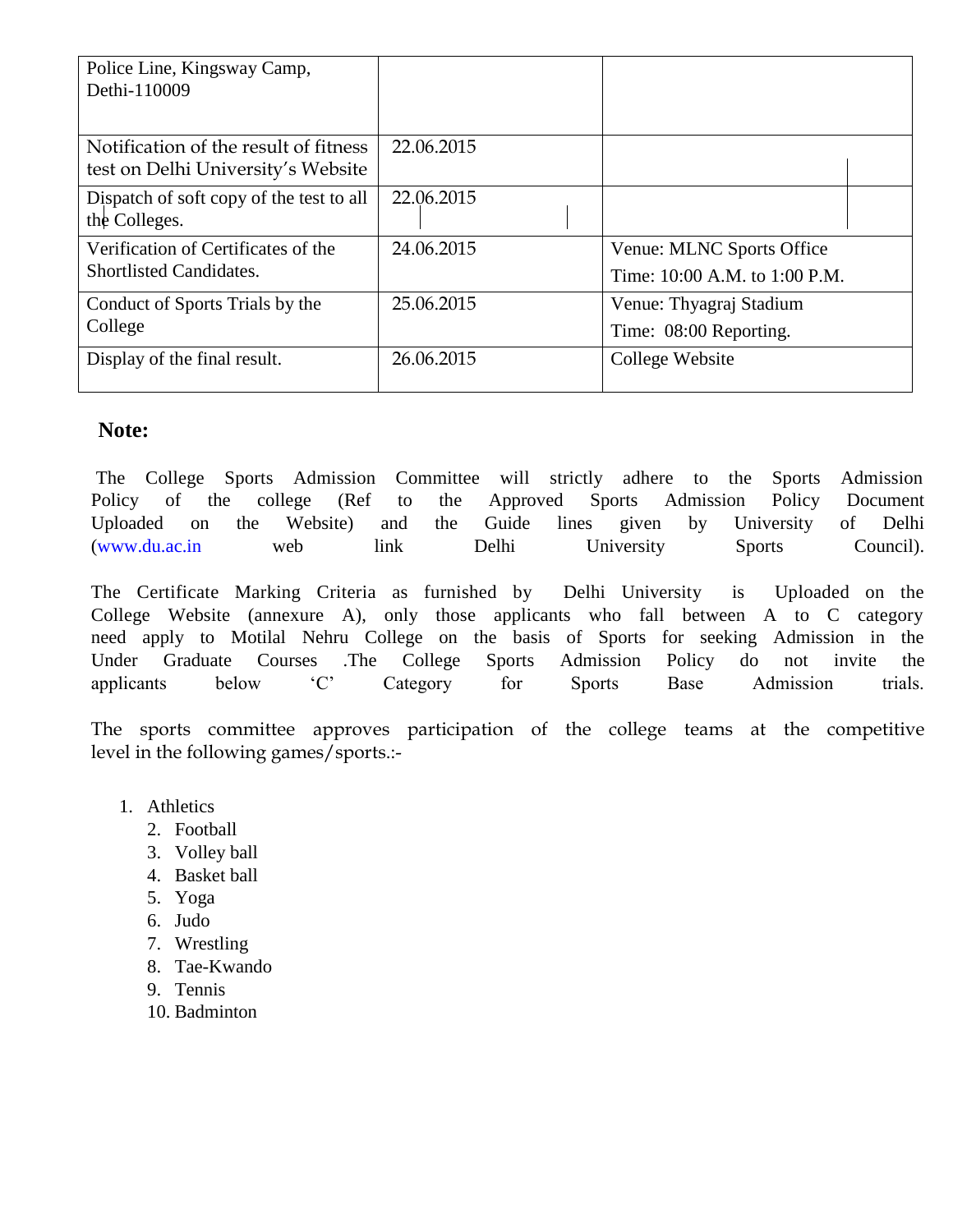| | | |
|---|---|---|
| Police Line, Kingsway Camp, Dethi-110009 | | |
| Notification of the result of fitness test on Delhi University's Website | 22.06.2015 | |
| Dispatch of soft copy of the test to all the Colleges. | 22.06.2015 | |
| Verification of Certificates of the Shortlisted Candidates. | 24.06.2015 | Venue: MLNC Sports Office<br>Time: 10:00 A.M. to 1:00 P.M. |
| Conduct of Sports Trials by the College | 25.06.2015 | Venue: Thyagraj Stadium<br>Time: 08:00 Reporting. |
| Display of the final result. | 26.06.2015 | College Website |

**Note:**

The College Sports Admission Committee will strictly adhere to the Sports Admission Policy of the college (Ref to the Approved Sports Admission Policy Document Uploaded on the Website) and the Guide lines given by University of Delhi (www.du.ac.in web link Delhi University Sports Council).

The Certificate Marking Criteria as furnished by Delhi University is Uploaded on the College Website (annexure A), only those applicants who fall between A to C category need apply to Motilal Nehru College on the basis of Sports for seeking Admission in the Under Graduate Courses .The College Sports Admission Policy do not invite the applicants below 'C' Category for Sports Base Admission trials.

The sports committee approves participation of the college teams at the competitive level in the following games/sports.:-

1. Athletics
2. Football
3. Volley ball
4. Basket ball
5. Yoga
6. Judo
7. Wrestling
8. Tae-Kwando
9. Tennis
10. Badminton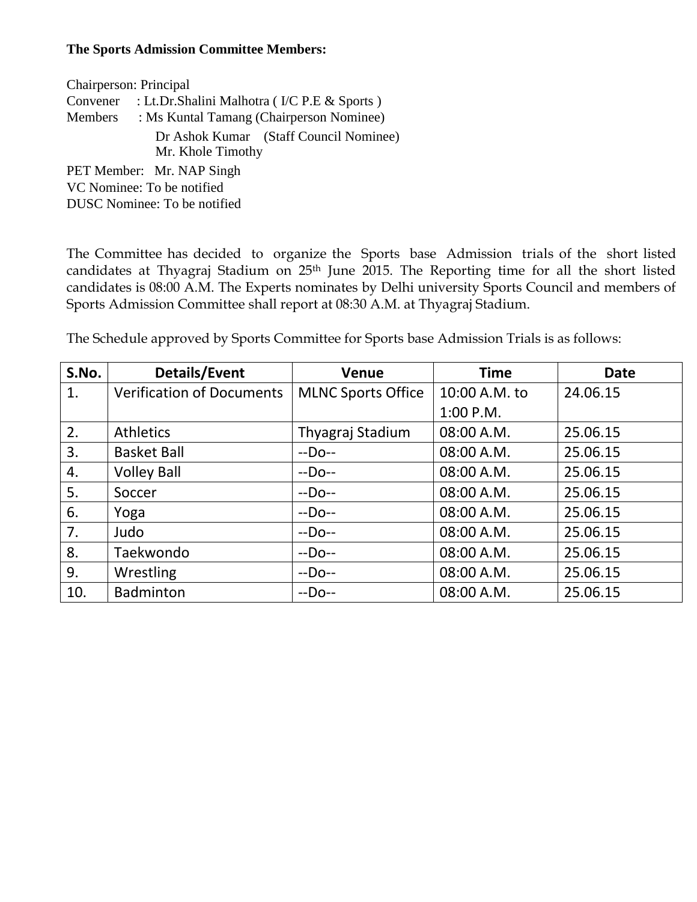**The Sports Admission Committee Members:**

Chairperson: Principal
Convener : Lt.Dr.Shalini Malhotra ( I/C P.E & Sports )
Members : Ms Kuntal Tamang (Chairperson Nominee)
Dr Ashok Kumar (Staff Council Nominee)
Mr. Khole Timothy
PET Member: Mr. NAP Singh
VC Nominee: To be notified
DUSC Nominee: To be notified

The Committee has decided to organize the Sports base Admission trials of the short listed candidates at Thyagraj Stadium on 25th June 2015. The Reporting time for all the short listed candidates is 08:00 A.M. The Experts nominates by Delhi university Sports Council and members of Sports Admission Committee shall report at 08:30 A.M. at Thyagraj Stadium.

The Schedule approved by Sports Committee for Sports base Admission Trials is as follows:

| S.No. | Details/Event | Venue | Time | Date |
|---|---|---|---|---|
| 1. | Verification of Documents | MLNC Sports Office | 10:00 A.M. to 1:00 P.M. | 24.06.15 |
| 2. | Athletics | Thyagraj Stadium | 08:00 A.M. | 25.06.15 |
| 3. | Basket Ball | --Do-- | 08:00 A.M. | 25.06.15 |
| 4. | Volley Ball | --Do-- | 08:00 A.M. | 25.06.15 |
| 5. | Soccer | --Do-- | 08:00 A.M. | 25.06.15 |
| 6. | Yoga | --Do-- | 08:00 A.M. | 25.06.15 |
| 7. | Judo | --Do-- | 08:00 A.M. | 25.06.15 |
| 8. | Taekwondo | --Do-- | 08:00 A.M. | 25.06.15 |
| 9. | Wrestling | --Do-- | 08:00 A.M. | 25.06.15 |
| 10. | Badminton | --Do-- | 08:00 A.M. | 25.06.15 |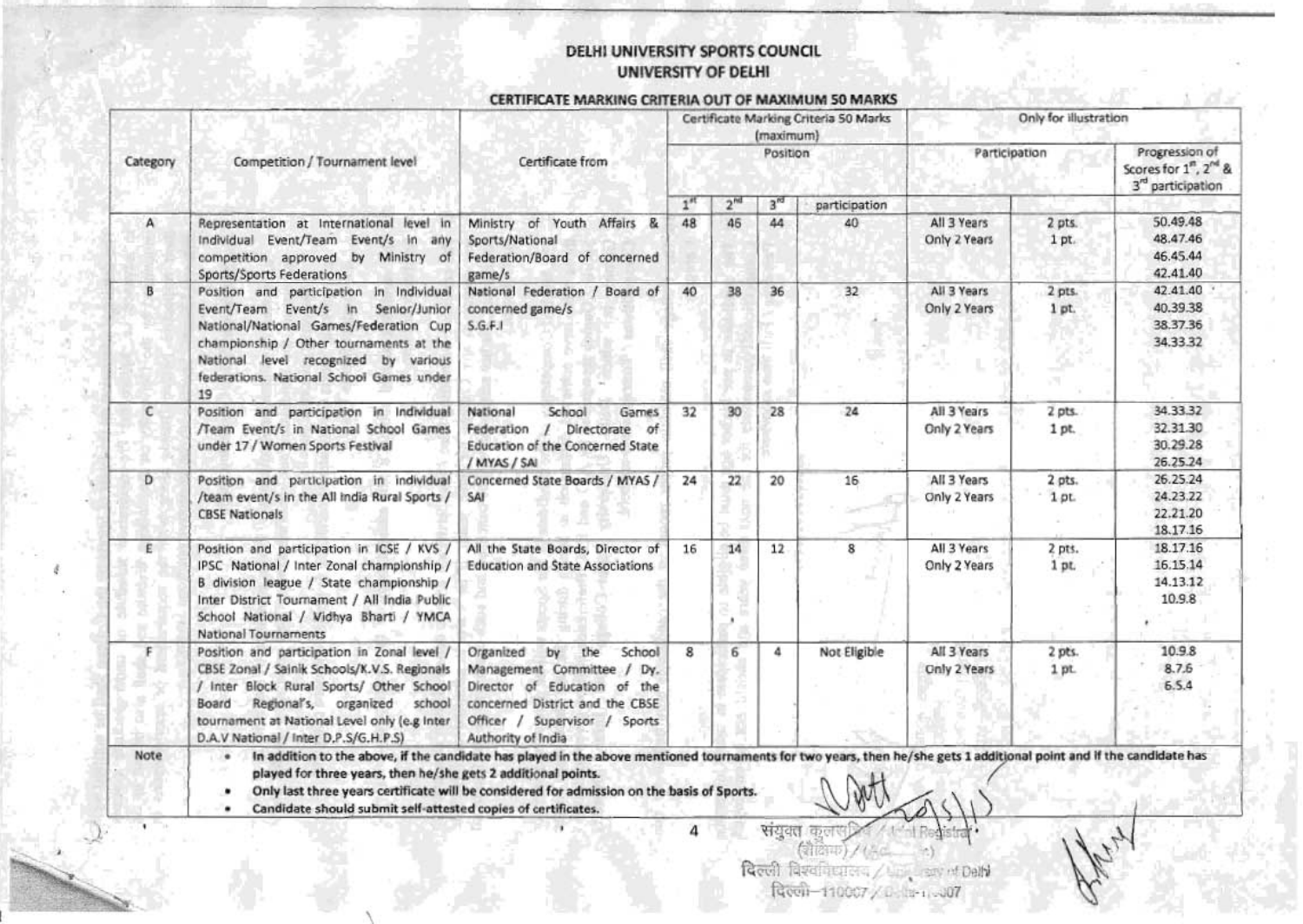# DELHI UNIVERSITY SPORTS COUNCIL
## UNIVERSITY OF DELHI

### CERTIFICATE MARKING CRITERIA OUT OF MAXIMUM 50 MARKS

| Category | Competition / Tournament level | Certificate from | Certificate Marking Criteria 50 Marks (maximum) | | | | Only for illustration | | |
|---|---|---|---|---|---|---|---|---|---|
| | | | Position | | | | Participation | | Progression of Scores for 1st, 2nd & 3rd participation |
| | | | 1st | 2nd | 3rd | participation | | | |
| A | Representation at International level in Individual Event/Team Event/s in any competition approved by Ministry of Sports/Sports Federations | Ministry of Youth Affairs & Sports/National Federation/Board of concerned game/s | 48 | 46 | 44 | 40 | All 3 Years<br>Only 2 Years | 2 pts.<br>1 pt. | 50.49.48<br>48.47.46<br>46.45.44<br>42.41.40 |
| B | Position and participation in Individual Event/Team Event/s in Senior/Junior National/National Games/Federation Cup championship / Other tournaments at the National level recognized by various federations. National School Games under 19 | National Federation / Board of concerned game/s<br>S.G.F.I | 40 | 38 | 36 | 32 | All 3 Years<br>Only 2 Years | 2 pts.<br>1 pt. | 42.41.40<br>40.39.38<br>38.37.36<br>34.33.32 |
| C | Position and participation in Individual /Team Event/s in National School Games under 17 / Women Sports Festival | National School Games Federation / Directorate of Education of the Concerned State / MYAS / SAI | 32 | 30 | 28 | 24 | All 3 Years<br>Only 2 Years | 2 pts.<br>1 pt. | 34.33.32<br>32.31.30<br>30.29.28<br>26.25.24 |
| D | Position and participation in individual /team event/s in the All India Rural Sports / CBSE Nationals | Concerned State Boards / MYAS / SAI | 24 | 22 | 20 | 16 | All 3 Years<br>Only 2 Years | 2 pts.<br>1 pt. | 26.25.24<br>24.23.22<br>22.21.20<br>18.17.16 |
| E | Position and participation in ICSE / KVS / IPSC National / Inter Zonal championship / B division league / State championship / Inter District Tournament / All India Public School National / Vidhya Bharti / YMCA National Tournaments | All the State Boards, Director of Education and State Associations | 16 | 14 | 12 | 8 | All 3 Years<br>Only 2 Years | 2 pts.<br>1 pt. | 18.17.16<br>16.15.14<br>14.13.12<br>10.9.8 |
| F | Position and participation in Zonal level / CBSE Zonal / Sainik Schools/K.V.S. Regionals / Inter Block Rural Sports/ Other School Board Regional's, organized school tournament at National Level only (e.g Inter D.A.V National / Inter D.P.S/G.H.P.S) | Organized by the School Management Committee / Dy. Director of Education of the concerned District and the CBSE Officer / Supervisor / Sports Authority of India | 8 | 6 | 4 | Not Eligible | All 3 Years<br>Only 2 Years | 2 pts.<br>1 pt. | 10.9.8<br>8.7.6<br>6.5.4 |

**Note**

- **In addition to the above, if the candidate has played in the above mentioned tournaments for two years, then he/she gets 1 additional point and if the candidate has played for three years, then he/she gets 2 additional points.**
- **Only last three years certificate will be considered for admission on the basis of Sports.**
- **Candidate should submit self-attested copies of certificates.**

संयुक्त कुलसचिव / Joint Registrar
(शैक्षिक) / (Acad...)
दिल्ली विश्वविद्यालय / University of Delhi
दिल्ली–110007 / Delhi-110007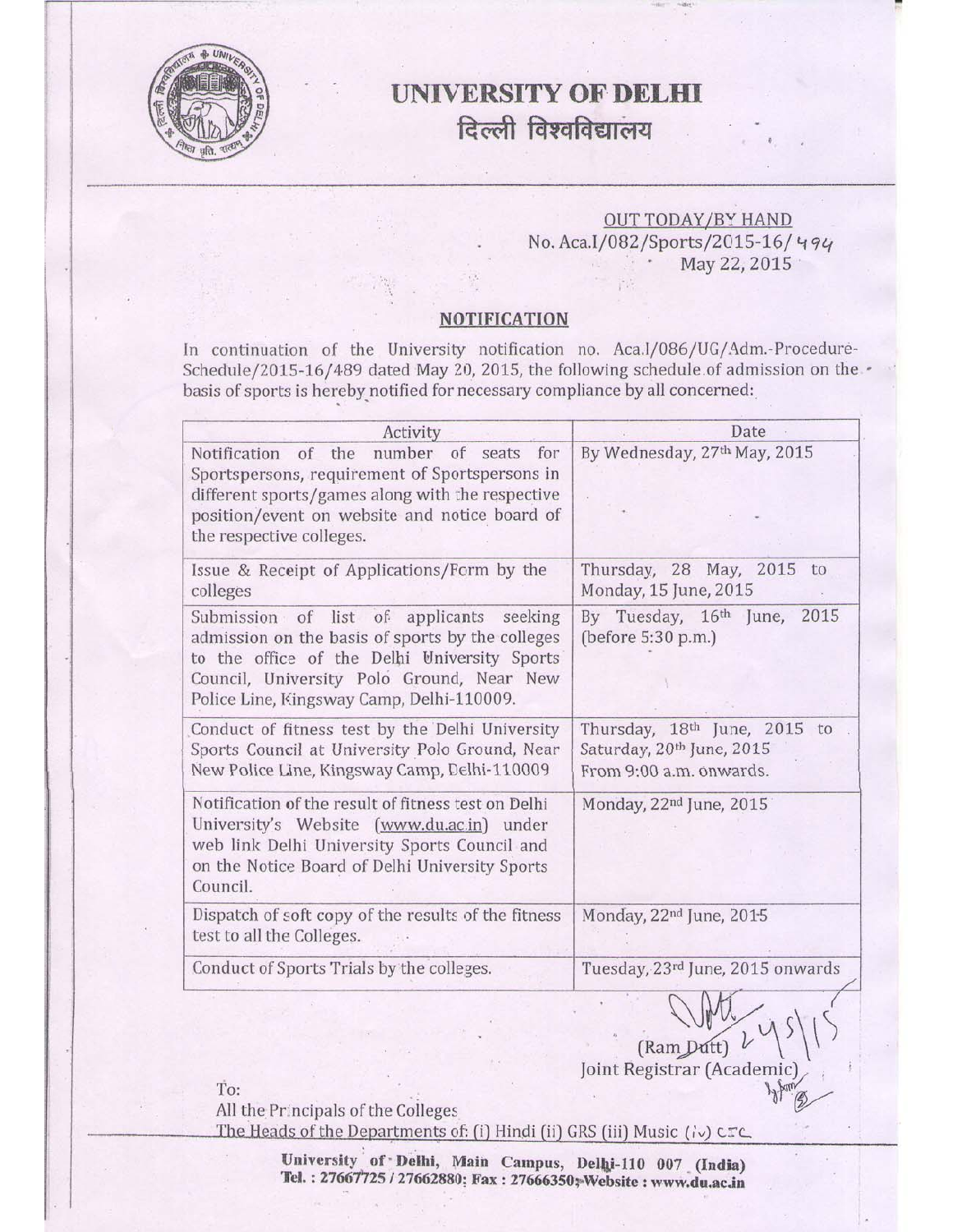# UNIVERSITY OF DELHI

दिल्ली विश्वविद्यालय

OUT TODAY/BY HAND

No. Aca.I/082/Sports/2015-16/494

May 22, 2015

## NOTIFICATION

In continuation of the University notification no. Aca.I/086/UG/Adm.-Procedure-Schedule/2015-16/489 dated May 20, 2015, the following schedule of admission on the basis of sports is hereby notified for necessary compliance by all concerned:

| Activity | Date |
|---|---|
| Notification of the number of seats for Sportspersons, requirement of Sportspersons in different sports/games along with the respective position/event on website and notice board of the respective colleges. | By Wednesday, 27th May, 2015 |
| Issue & Receipt of Applications/Form by the colleges | Thursday, 28 May, 2015 to Monday, 15 June, 2015 |
| Submission of list of applicants seeking admission on the basis of sports by the colleges to the office of the Delhi University Sports Council, University Polo Ground, Near New Police Line, Kingsway Camp, Delhi-110009. | By Tuesday, 16th June, 2015 (before 5:30 p.m.) |
| Conduct of fitness test by the Delhi University Sports Council at University Polo Ground, Near New Police Line, Kingsway Camp, Delhi-110009 | Thursday, 18th June, 2015 to Saturday, 20th June, 2015 From 9:00 a.m. onwards. |
| Notification of the result of fitness test on Delhi University's Website (www.du.ac.in) under web link Delhi University Sports Council and on the Notice Board of Delhi University Sports Council. | Monday, 22nd June, 2015 |
| Dispatch of soft copy of the results of the fitness test to all the Colleges. | Monday, 22nd June, 2015 |
| Conduct of Sports Trials by the colleges. | Tuesday, 23rd June, 2015 onwards |

24/5/15

(Ram Dutt)

Joint Registrar (Academic)

To:

All the Principals of the Colleges

The Heads of the Departments of: (i) Hindi (ii) GRS (iii) Music (iv) CIC

University of Delhi, Main Campus, Delhi-110 007 (India)
Tel. : 27667725 / 27662880; Fax : 27666350; Website : www.du.ac.in